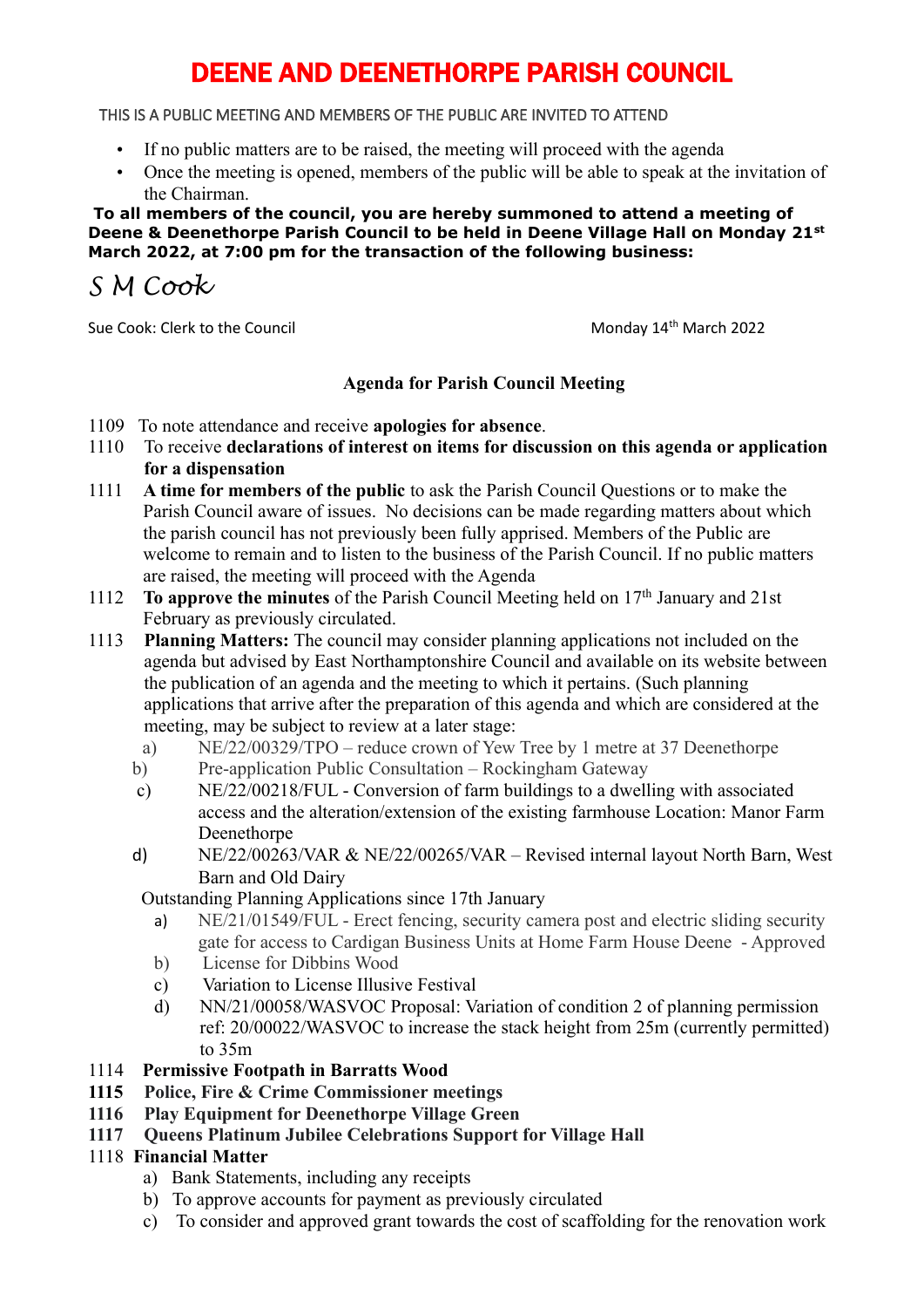# DEENE AND DEENETHORPE PARISH COUNCIL

THIS IS A PUBLIC MEETING AND MEMBERS OF THE PUBLIC ARE INVITED TO ATTEND

- If no public matters are to be raised, the meeting will proceed with the agenda
- Once the meeting is opened, members of the public will be able to speak at the invitation of the Chairman.

**To all members of the council, you are hereby summoned to attend a meeting of Deene & Deenethorpe Parish Council to be held in Deene Village Hall on Monday 21st March 2022, at 7:00 pm for the transaction of the following business:**

*S M Cook*

Sue Cook: Clerk to the Council

Monday 14th March 2022

**Agenda for Parish Council Meeting**

1109 To note attendance and receive **apologies for absence**.

1110 To receive **declarations of interest on items for discussion on this agenda or application for a dispensation**

1111 **A time for members of the public** to ask the Parish Council Questions or to make the Parish Council aware of issues. No decisions can be made regarding matters about which the parish council has not previously been fully apprised. Members of the Public are welcome to remain and to listen to the business of the Parish Council. If no public matters are raised, the meeting will proceed with the Agenda

1112 **To approve the minutes** of the Parish Council Meeting held on 17th January and 21st February as previously circulated.

1113 **Planning Matters:** The council may consider planning applications not included on the agenda but advised by East Northamptonshire Council and available on its website between the publication of an agenda and the meeting to which it pertains. (Such planning applications that arrive after the preparation of this agenda and which are considered at the meeting, may be subject to review at a later stage:

a) NE/22/00329/TPO – reduce crown of Yew Tree by 1 metre at 37 Deenethorpe
b) Pre-application Public Consultation – Rockingham Gateway
c) NE/22/00218/FUL - Conversion of farm buildings to a dwelling with associated access and the alteration/extension of the existing farmhouse Location: Manor Farm Deenethorpe
d) NE/22/00263/VAR & NE/22/00265/VAR – Revised internal layout North Barn, West Barn and Old Dairy

Outstanding Planning Applications since 17th January

a) NE/21/01549/FUL - Erect fencing, security camera post and electric sliding security gate for access to Cardigan Business Units at Home Farm House Deene - Approved
b) License for Dibbins Wood
c) Variation to License Illusive Festival
d) NN/21/00058/WASVOC Proposal: Variation of condition 2 of planning permission ref: 20/00022/WASVOC to increase the stack height from 25m (currently permitted) to 35m

1114 **Permissive Footpath in Barratts Wood**

**1115 Police, Fire & Crime Commissioner meetings**

**1116 Play Equipment for Deenethorpe Village Green**

**1117 Queens Platinum Jubilee Celebrations Support for Village Hall**

1118 **Financial Matter**

a) Bank Statements, including any receipts
b) To approve accounts for payment as previously circulated
c) To consider and approved grant towards the cost of scaffolding for the renovation work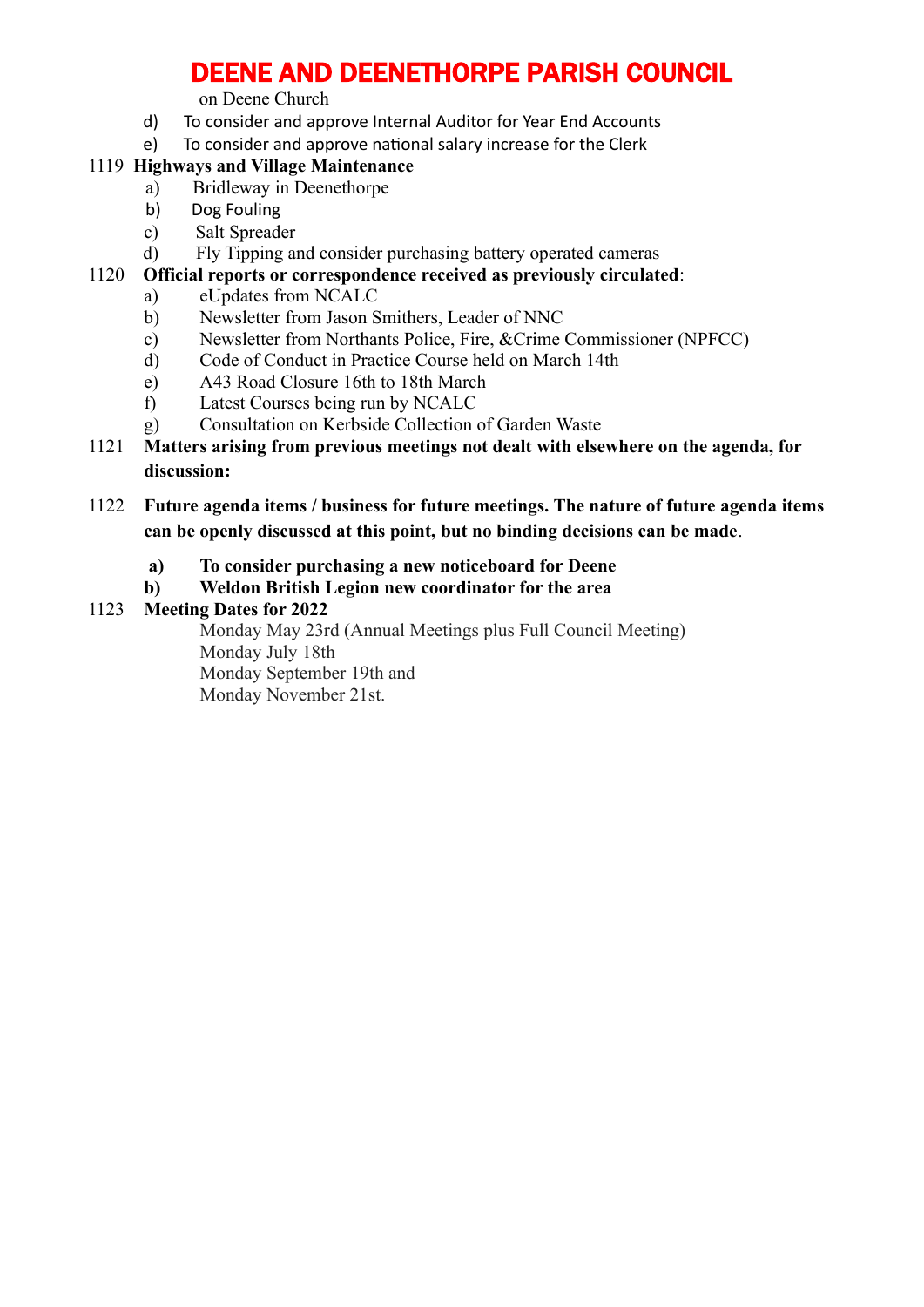# DEENE AND DEENETHORPE PARISH COUNCIL

on Deene Church

d) To consider and approve Internal Auditor for Year End Accounts

e) To consider and approve national salary increase for the Clerk

1119 **Highways and Village Maintenance**

a) Bridleway in Deenethorpe

b) Dog Fouling

c) Salt Spreader

d) Fly Tipping and consider purchasing battery operated cameras

1120 **Official reports or correspondence received as previously circulated**:

a) eUpdates from NCALC

b) Newsletter from Jason Smithers, Leader of NNC

c) Newsletter from Northants Police, Fire, &Crime Commissioner (NPFCC)

d) Code of Conduct in Practice Course held on March 14th

e) A43 Road Closure 16th to 18th March

f) Latest Courses being run by NCALC

g) Consultation on Kerbside Collection of Garden Waste

1121 **Matters arising from previous meetings not dealt with elsewhere on the agenda, for discussion:**

1122 **Future agenda items / business for future meetings. The nature of future agenda items can be openly discussed at this point, but no binding decisions can be made**.

**a) To consider purchasing a new noticeboard for Deene**

**b) Weldon British Legion new coordinator for the area**

1123 **Meeting Dates for 2022**

Monday May 23rd (Annual Meetings plus Full Council Meeting)
Monday July 18th
Monday September 19th and
Monday November 21st.